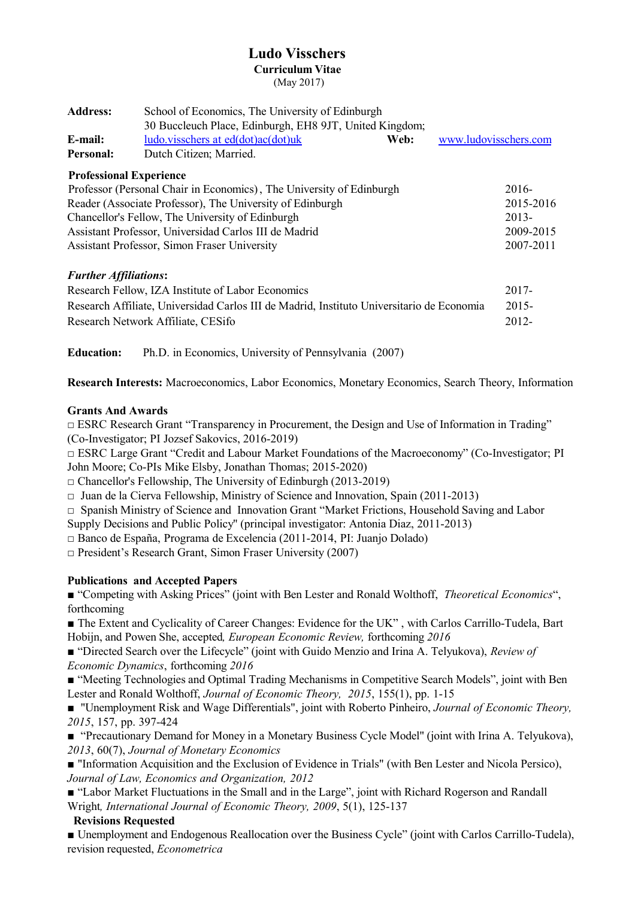# Ludo Visschers

**Curriculum Vitae**

(May 2017)

**Address:** School of Economics, The University of Edinburgh
30 Buccleuch Place, Edinburgh, EH8 9JT, United Kingdom;

**E-mail:** ludo.visschers at ed(dot)ac(dot)uk **Web:** www.ludovisschers.com

**Personal:** Dutch Citizen; Married.

**Professional Experience**

| | |
|---|---|
| Professor (Personal Chair in Economics) , The University of Edinburgh | 2016- |
| Reader (Associate Professor), The University of Edinburgh | 2015-2016 |
| Chancellor's Fellow, The University of Edinburgh | 2013- |
| Assistant Professor, Universidad Carlos III de Madrid | 2009-2015 |
| Assistant Professor, Simon Fraser University | 2007-2011 |

***Further Affiliations*:**

| | |
|---|---|
| Research Fellow, IZA Institute of Labor Economics | 2017- |
| Research Affiliate, Universidad Carlos III de Madrid, Instituto Universitario de Economia | 2015- |
| Research Network Affiliate, CESifo | 2012- |

**Education:** Ph.D. in Economics, University of Pennsylvania (2007)

**Research Interests:** Macroeconomics, Labor Economics, Monetary Economics, Search Theory, Information

**Grants And Awards**

□ ESRC Research Grant "Transparency in Procurement, the Design and Use of Information in Trading" (Co-Investigator; PI Jozsef Sakovics, 2016-2019)

□ ESRC Large Grant "Credit and Labour Market Foundations of the Macroeconomy" (Co-Investigator; PI John Moore; Co-PIs Mike Elsby, Jonathan Thomas; 2015-2020)

□ Chancellor's Fellowship, The University of Edinburgh (2013-2019)

□ Juan de la Cierva Fellowship, Ministry of Science and Innovation, Spain (2011-2013)

□ Spanish Ministry of Science and Innovation Grant "Market Frictions, Household Saving and Labor Supply Decisions and Public Policy" (principal investigator: Antonia Diaz, 2011-2013)

□ Banco de España, Programa de Excelencia (2011-2014, PI: Juanjo Dolado)

□ President's Research Grant, Simon Fraser University (2007)

**Publications and Accepted Papers**

■ "Competing with Asking Prices" (joint with Ben Lester and Ronald Wolthoff, *Theoretical Economics*", forthcoming

■ The Extent and Cyclicality of Career Changes: Evidence for the UK" , with Carlos Carrillo-Tudela, Bart Hobijn, and Powen She, accepted*, European Economic Review,* forthcoming *2016*

■ "Directed Search over the Lifecycle" (joint with Guido Menzio and Irina A. Telyukova), *Review of Economic Dynamics*, forthcoming *2016*

■ "Meeting Technologies and Optimal Trading Mechanisms in Competitive Search Models", joint with Ben Lester and Ronald Wolthoff, *Journal of Economic Theory, 2015*, 155(1), pp. 1-15

■ "Unemployment Risk and Wage Differentials", joint with Roberto Pinheiro, *Journal of Economic Theory, 2015*, 157, pp. 397-424

■ "Precautionary Demand for Money in a Monetary Business Cycle Model" (joint with Irina A. Telyukova), *2013*, 60(7), *Journal of Monetary Economics*

■ "Information Acquisition and the Exclusion of Evidence in Trials" (with Ben Lester and Nicola Persico), *Journal of Law, Economics and Organization, 2012*

■ "Labor Market Fluctuations in the Small and in the Large", joint with Richard Rogerson and Randall Wright*, International Journal of Economic Theory, 2009*, 5(1), 125-137

**Revisions Requested**

■ Unemployment and Endogenous Reallocation over the Business Cycle" (joint with Carlos Carrillo-Tudela), revision requested, *Econometrica*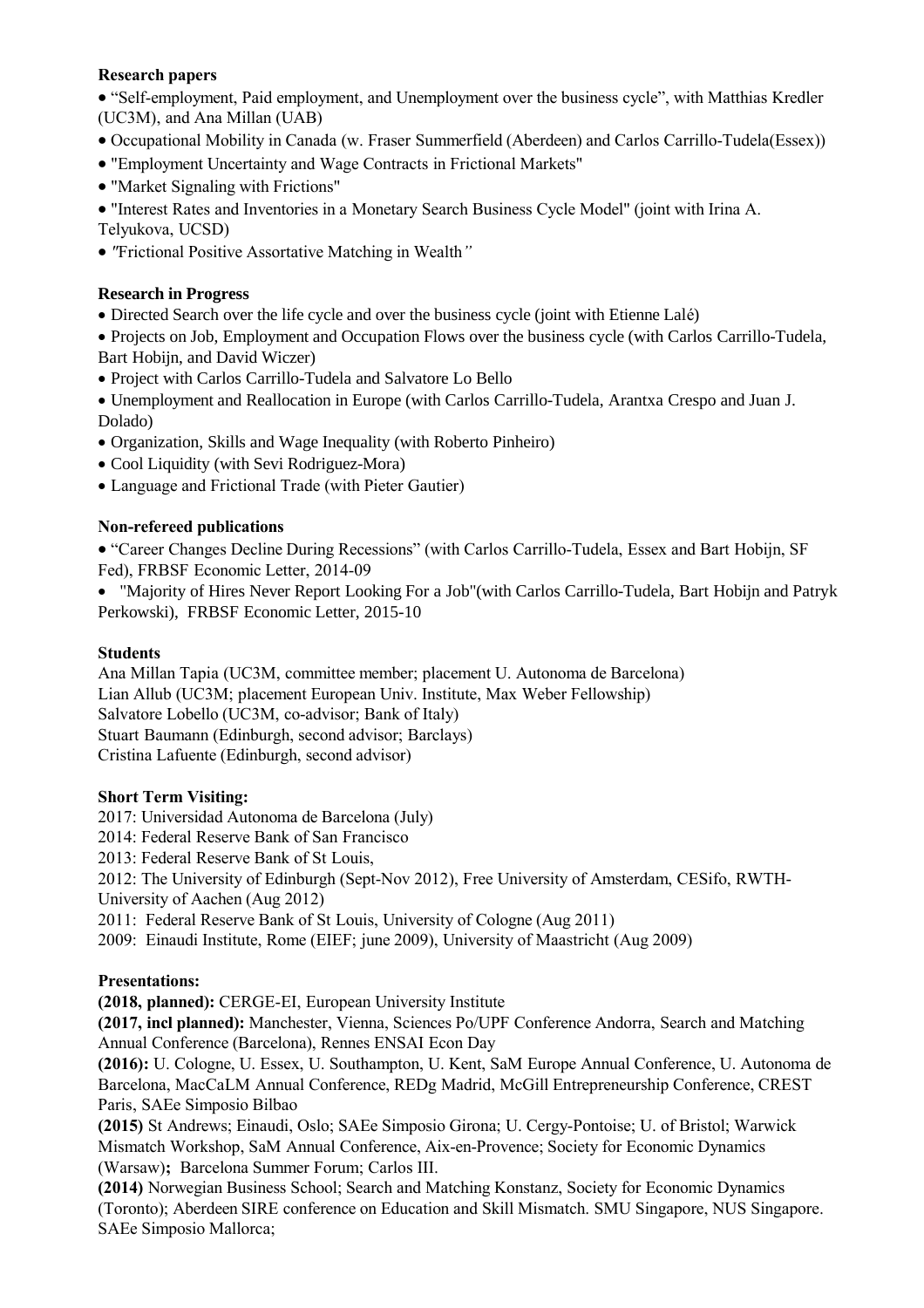**Research papers**

- "Self-employment, Paid employment, and Unemployment over the business cycle", with Matthias Kredler (UC3M), and Ana Millan (UAB)
- Occupational Mobility in Canada (w. Fraser Summerfield (Aberdeen) and Carlos Carrillo-Tudela(Essex))
- "Employment Uncertainty and Wage Contracts in Frictional Markets"
- "Market Signaling with Frictions"
- "Interest Rates and Inventories in a Monetary Search Business Cycle Model" (joint with Irina A. Telyukova, UCSD)
- "Frictional Positive Assortative Matching in Wealth"

**Research in Progress**

- Directed Search over the life cycle and over the business cycle (joint with Etienne Lalé)
- Projects on Job, Employment and Occupation Flows over the business cycle (with Carlos Carrillo-Tudela, Bart Hobijn, and David Wiczer)
- Project with Carlos Carrillo-Tudela and Salvatore Lo Bello
- Unemployment and Reallocation in Europe (with Carlos Carrillo-Tudela, Arantxa Crespo and Juan J. Dolado)
- Organization, Skills and Wage Inequality (with Roberto Pinheiro)
- Cool Liquidity (with Sevi Rodriguez-Mora)
- Language and Frictional Trade (with Pieter Gautier)

**Non-refereed publications**

- "Career Changes Decline During Recessions" (with Carlos Carrillo-Tudela, Essex and Bart Hobijn, SF Fed), FRBSF Economic Letter, 2014-09
- "Majority of Hires Never Report Looking For a Job"(with Carlos Carrillo-Tudela, Bart Hobijn and Patryk Perkowski), FRBSF Economic Letter, 2015-10

**Students**

Ana Millan Tapia (UC3M, committee member; placement U. Autonoma de Barcelona)
Lian Allub (UC3M; placement European Univ. Institute, Max Weber Fellowship)
Salvatore Lobello (UC3M, co-advisor; Bank of Italy)
Stuart Baumann (Edinburgh, second advisor; Barclays)
Cristina Lafuente (Edinburgh, second advisor)

**Short Term Visiting:**

2017: Universidad Autonoma de Barcelona (July)
2014: Federal Reserve Bank of San Francisco
2013: Federal Reserve Bank of St Louis,
2012: The University of Edinburgh (Sept-Nov 2012), Free University of Amsterdam, CESifo, RWTH-University of Aachen (Aug 2012)
2011: Federal Reserve Bank of St Louis, University of Cologne (Aug 2011)
2009: Einaudi Institute, Rome (EIEF; june 2009), University of Maastricht (Aug 2009)

**Presentations:**

**(2018, planned):** CERGE-EI, European University Institute

**(2017, incl planned):** Manchester, Vienna, Sciences Po/UPF Conference Andorra, Search and Matching Annual Conference (Barcelona), Rennes ENSAI Econ Day

**(2016):** U. Cologne, U. Essex, U. Southampton, U. Kent, SaM Europe Annual Conference, U. Autonoma de Barcelona, MacCaLM Annual Conference, REDg Madrid, McGill Entrepreneurship Conference, CREST Paris, SAEe Simposio Bilbao

**(2015)** St Andrews; Einaudi, Oslo; SAEe Simposio Girona; U. Cergy-Pontoise; U. of Bristol; Warwick Mismatch Workshop, SaM Annual Conference, Aix-en-Provence; Society for Economic Dynamics (Warsaw)**;** Barcelona Summer Forum; Carlos III.

**(2014)** Norwegian Business School; Search and Matching Konstanz, Society for Economic Dynamics (Toronto); Aberdeen SIRE conference on Education and Skill Mismatch. SMU Singapore, NUS Singapore. SAEe Simposio Mallorca;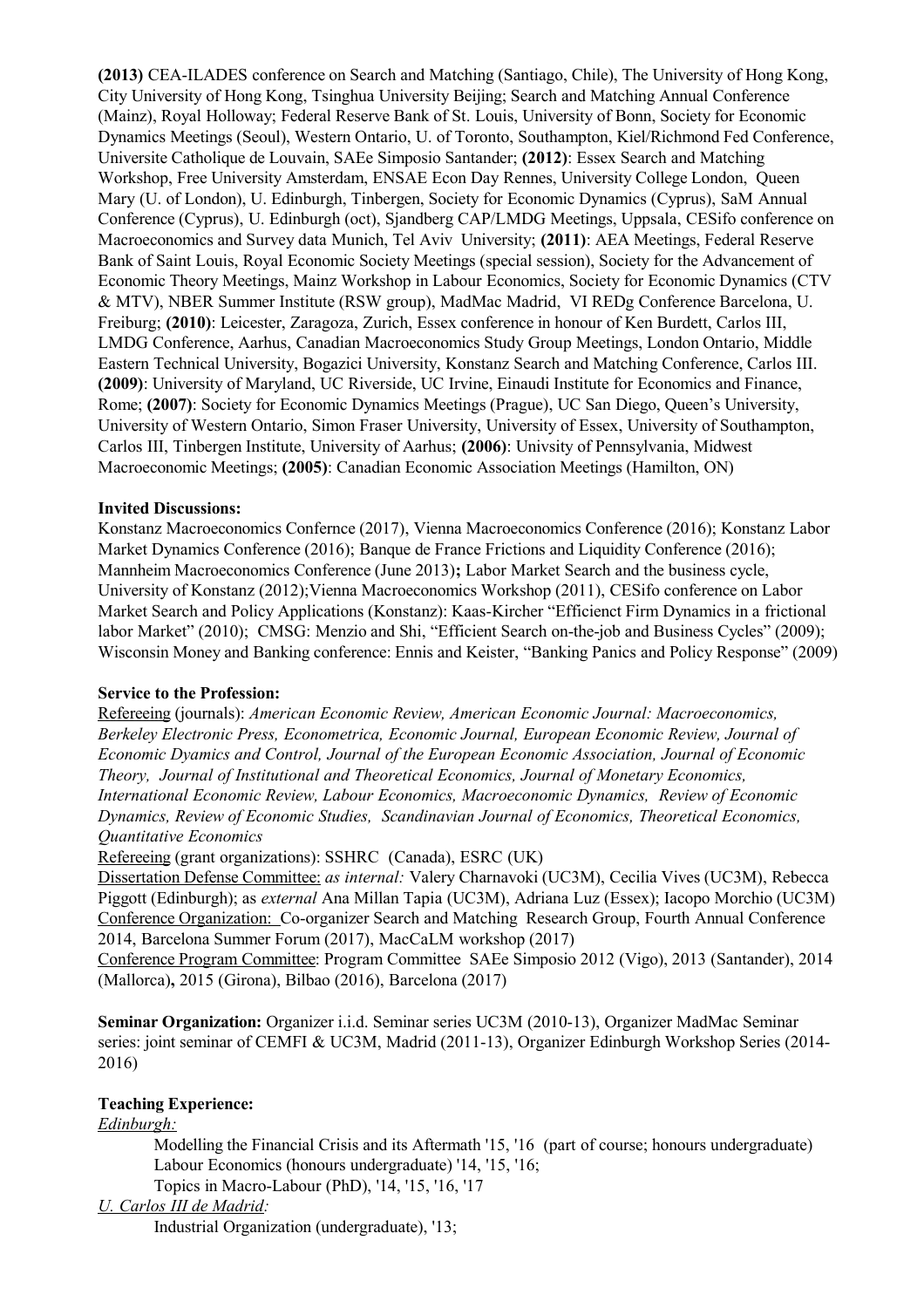**(2013)** CEA-ILADES conference on Search and Matching (Santiago, Chile), The University of Hong Kong, City University of Hong Kong, Tsinghua University Beijing; Search and Matching Annual Conference (Mainz), Royal Holloway; Federal Reserve Bank of St. Louis, University of Bonn, Society for Economic Dynamics Meetings (Seoul), Western Ontario, U. of Toronto, Southampton, Kiel/Richmond Fed Conference, Universite Catholique de Louvain, SAEe Simposio Santander; **(2012)**: Essex Search and Matching Workshop, Free University Amsterdam, ENSAE Econ Day Rennes, University College London, Queen Mary (U. of London), U. Edinburgh, Tinbergen, Society for Economic Dynamics (Cyprus), SaM Annual Conference (Cyprus), U. Edinburgh (oct), Sjandberg CAP/LMDG Meetings, Uppsala, CESifo conference on Macroeconomics and Survey data Munich, Tel Aviv University; **(2011)**: AEA Meetings, Federal Reserve Bank of Saint Louis, Royal Economic Society Meetings (special session), Society for the Advancement of Economic Theory Meetings, Mainz Workshop in Labour Economics, Society for Economic Dynamics (CTV & MTV), NBER Summer Institute (RSW group), MadMac Madrid, VI REDg Conference Barcelona, U. Freiburg; **(2010)**: Leicester, Zaragoza, Zurich, Essex conference in honour of Ken Burdett, Carlos III, LMDG Conference, Aarhus, Canadian Macroeconomics Study Group Meetings, London Ontario, Middle Eastern Technical University, Bogazici University, Konstanz Search and Matching Conference, Carlos III. **(2009)**: University of Maryland, UC Riverside, UC Irvine, Einaudi Institute for Economics and Finance, Rome; **(2007)**: Society for Economic Dynamics Meetings (Prague), UC San Diego, Queen's University, University of Western Ontario, Simon Fraser University, University of Essex, University of Southampton, Carlos III, Tinbergen Institute, University of Aarhus; **(2006)**: Univsity of Pennsylvania, Midwest Macroeconomic Meetings; **(2005)**: Canadian Economic Association Meetings (Hamilton, ON)

**Invited Discussions:**
Konstanz Macroeconomics Confernce (2017), Vienna Macroeconomics Conference (2016); Konstanz Labor Market Dynamics Conference (2016); Banque de France Frictions and Liquidity Conference (2016); Mannheim Macroeconomics Conference (June 2013)**;** Labor Market Search and the business cycle, University of Konstanz (2012);Vienna Macroeconomics Workshop (2011), CESifo conference on Labor Market Search and Policy Applications (Konstanz): Kaas-Kircher "Efficienct Firm Dynamics in a frictional labor Market" (2010); CMSG: Menzio and Shi, "Efficient Search on-the-job and Business Cycles" (2009); Wisconsin Money and Banking conference: Ennis and Keister, "Banking Panics and Policy Response" (2009)

**Service to the Profession:**
Refereeing (journals): *American Economic Review, American Economic Journal: Macroeconomics, Berkeley Electronic Press, Econometrica, Economic Journal, European Economic Review, Journal of Economic Dyamics and Control, Journal of the European Economic Association, Journal of Economic Theory, Journal of Institutional and Theoretical Economics, Journal of Monetary Economics, International Economic Review, Labour Economics, Macroeconomic Dynamics, Review of Economic Dynamics, Review of Economic Studies, Scandinavian Journal of Economics, Theoretical Economics, Quantitative Economics*
Refereeing (grant organizations): SSHRC (Canada), ESRC (UK)
Dissertation Defense Committee: *as internal:* Valery Charnavoki (UC3M), Cecilia Vives (UC3M), Rebecca Piggott (Edinburgh); as *external* Ana Millan Tapia (UC3M), Adriana Luz (Essex); Iacopo Morchio (UC3M)
Conference Organization: Co-organizer Search and Matching Research Group, Fourth Annual Conference 2014, Barcelona Summer Forum (2017), MacCaLM workshop (2017)
Conference Program Committee: Program Committee SAEe Simposio 2012 (Vigo), 2013 (Santander), 2014 (Mallorca)**,** 2015 (Girona), Bilbao (2016), Barcelona (2017)

**Seminar Organization:** Organizer i.i.d. Seminar series UC3M (2010-13), Organizer MadMac Seminar series: joint seminar of CEMFI & UC3M, Madrid (2011-13), Organizer Edinburgh Workshop Series (2014-2016)

**Teaching Experience:**
*Edinburgh:*
- Modelling the Financial Crisis and its Aftermath '15, '16 (part of course; honours undergraduate)
- Labour Economics (honours undergraduate) '14, '15, '16;
- Topics in Macro-Labour (PhD), '14, '15, '16, '17

*U. Carlos III de Madrid:*
- Industrial Organization (undergraduate), '13;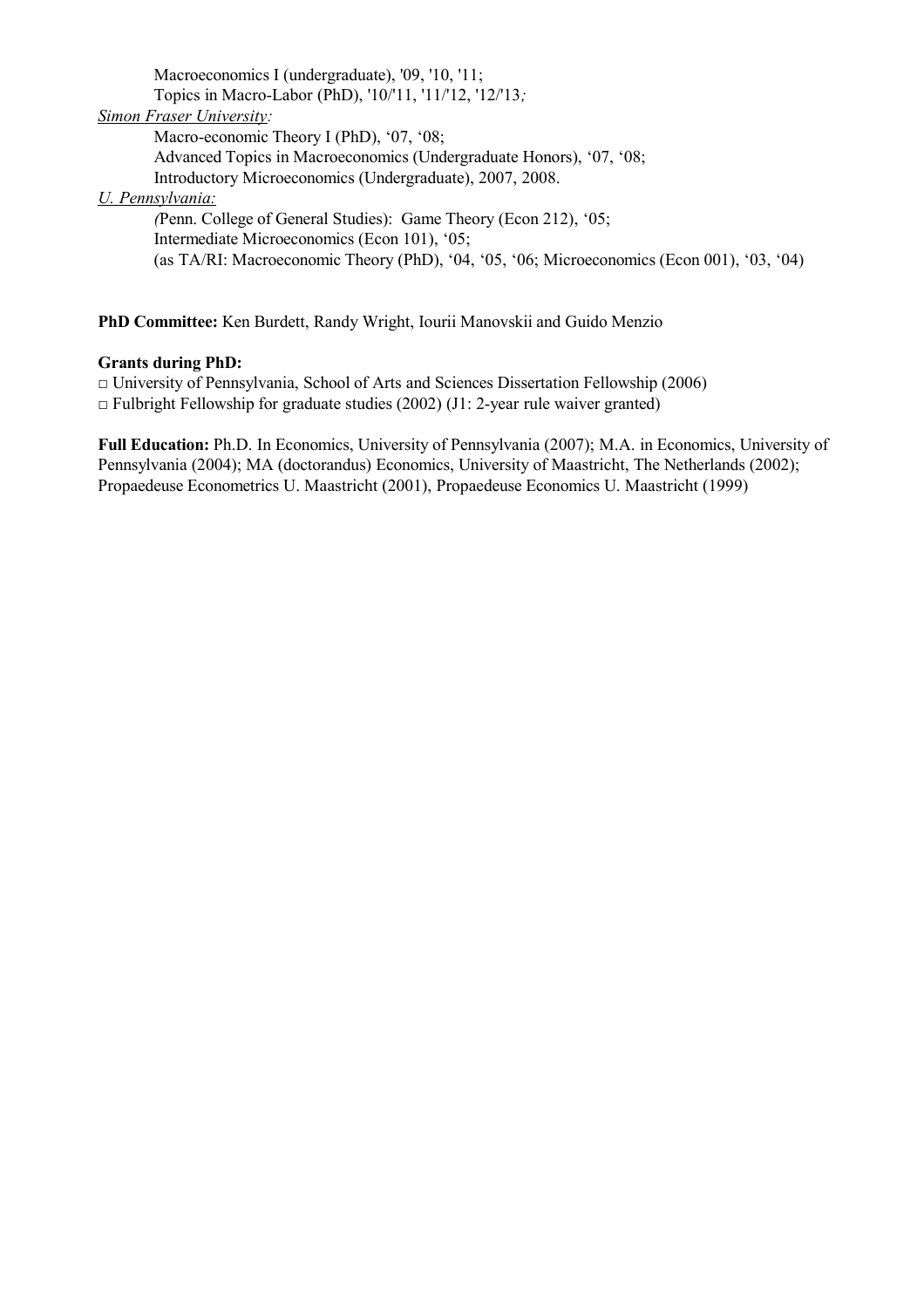Macroeconomics I (undergraduate), '09, '10, '11;
Topics in Macro-Labor (PhD), '10/'11, '11/'12, '12/'13*;*

*Simon Fraser University:*

Macro-economic Theory I (PhD), '07, '08;
Advanced Topics in Macroeconomics (Undergraduate Honors), '07, '08;
Introductory Microeconomics (Undergraduate), 2007, 2008.

*U. Pennsylvania:*

*(*Penn. College of General Studies): Game Theory (Econ 212), '05;
Intermediate Microeconomics (Econ 101), '05;
(as TA/RI: Macroeconomic Theory (PhD), '04, '05, '06; Microeconomics (Econ 001), '03, '04)

**PhD Committee:** Ken Burdett, Randy Wright, Iourii Manovskii and Guido Menzio

**Grants during PhD:**

□ University of Pennsylvania, School of Arts and Sciences Dissertation Fellowship (2006)
□ Fulbright Fellowship for graduate studies (2002) (J1: 2-year rule waiver granted)

**Full Education:** Ph.D. In Economics, University of Pennsylvania (2007); M.A. in Economics, University of Pennsylvania (2004); MA (doctorandus) Economics, University of Maastricht, The Netherlands (2002); Propaedeuse Econometrics U. Maastricht (2001), Propaedeuse Economics U. Maastricht (1999)